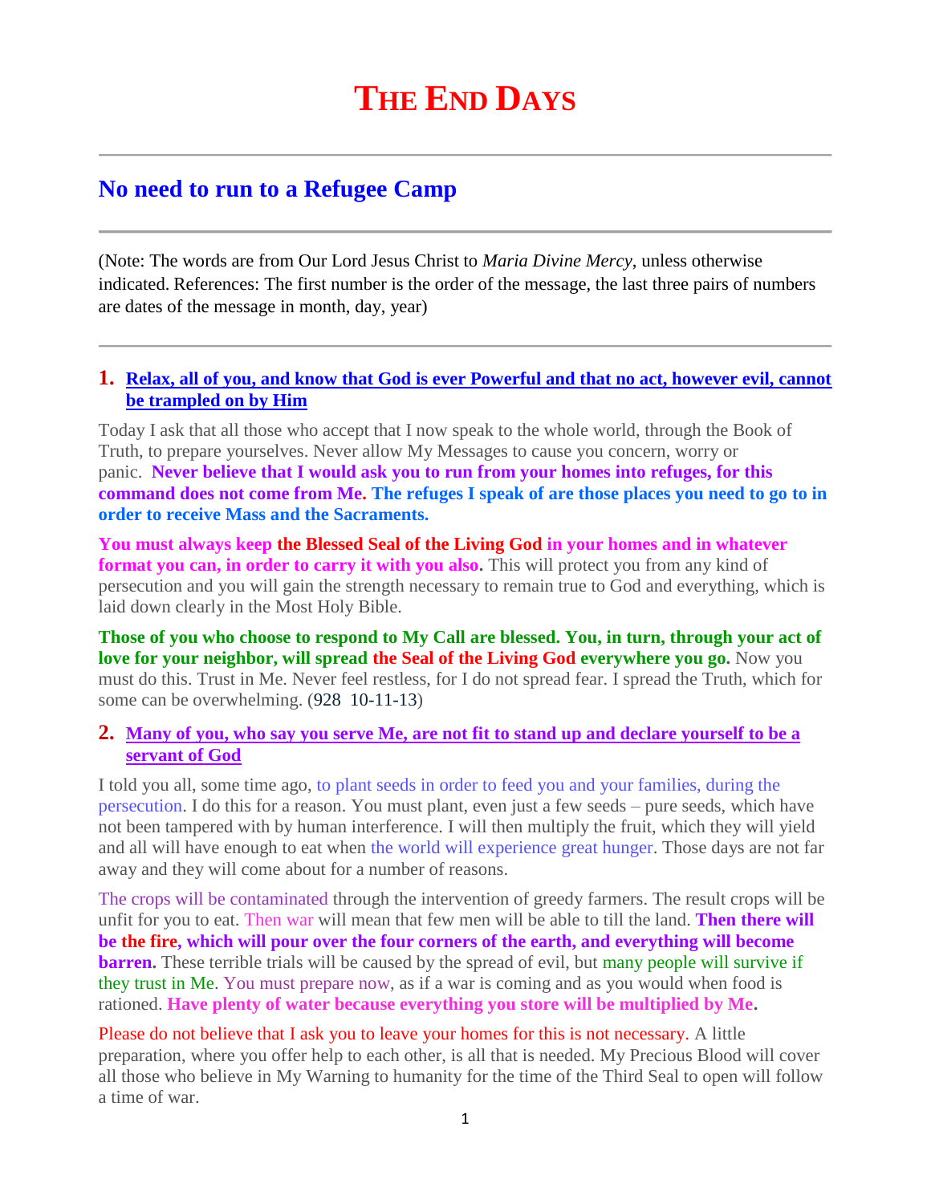# THE END DAYS

## No need to run to a Refugee Camp

(Note: The words are from Our Lord Jesus Christ to *Maria Divine Mercy*, unless otherwise indicated. References: The first number is the order of the message, the last three pairs of numbers are dates of the message in month, day, year)

### 1. Relax, all of you, and know that God is ever Powerful and that no act, however evil, cannot be trampled on by Him

Today I ask that all those who accept that I now speak to the whole world, through the Book of Truth, to prepare yourselves. Never allow My Messages to cause you concern, worry or panic. **Never believe that I would ask you to run from your homes into refuges, for this command does not come from Me. The refuges I speak of are those places you need to go to in order to receive Mass and the Sacraments.**

**You must always keep the Blessed Seal of the Living God in your homes and in whatever format you can, in order to carry it with you also.** This will protect you from any kind of persecution and you will gain the strength necessary to remain true to God and everything, which is laid down clearly in the Most Holy Bible.

**Those of you who choose to respond to My Call are blessed. You, in turn, through your act of love for your neighbor, will spread the Seal of the Living God everywhere you go.** Now you must do this. Trust in Me. Never feel restless, for I do not spread fear. I spread the Truth, which for some can be overwhelming. (928 10-11-13)

### 2. Many of you, who say you serve Me, are not fit to stand up and declare yourself to be a servant of God

I told you all, some time ago, to plant seeds in order to feed you and your families, during the persecution. I do this for a reason. You must plant, even just a few seeds – pure seeds, which have not been tampered with by human interference. I will then multiply the fruit, which they will yield and all will have enough to eat when the world will experience great hunger. Those days are not far away and they will come about for a number of reasons.

The crops will be contaminated through the intervention of greedy farmers. The result crops will be unfit for you to eat. Then war will mean that few men will be able to till the land. **Then there will be the fire, which will pour over the four corners of the earth, and everything will become barren.** These terrible trials will be caused by the spread of evil, but many people will survive if they trust in Me. You must prepare now, as if a war is coming and as you would when food is rationed. **Have plenty of water because everything you store will be multiplied by Me.**

Please do not believe that I ask you to leave your homes for this is not necessary. A little preparation, where you offer help to each other, is all that is needed. My Precious Blood will cover all those who believe in My Warning to humanity for the time of the Third Seal to open will follow a time of war.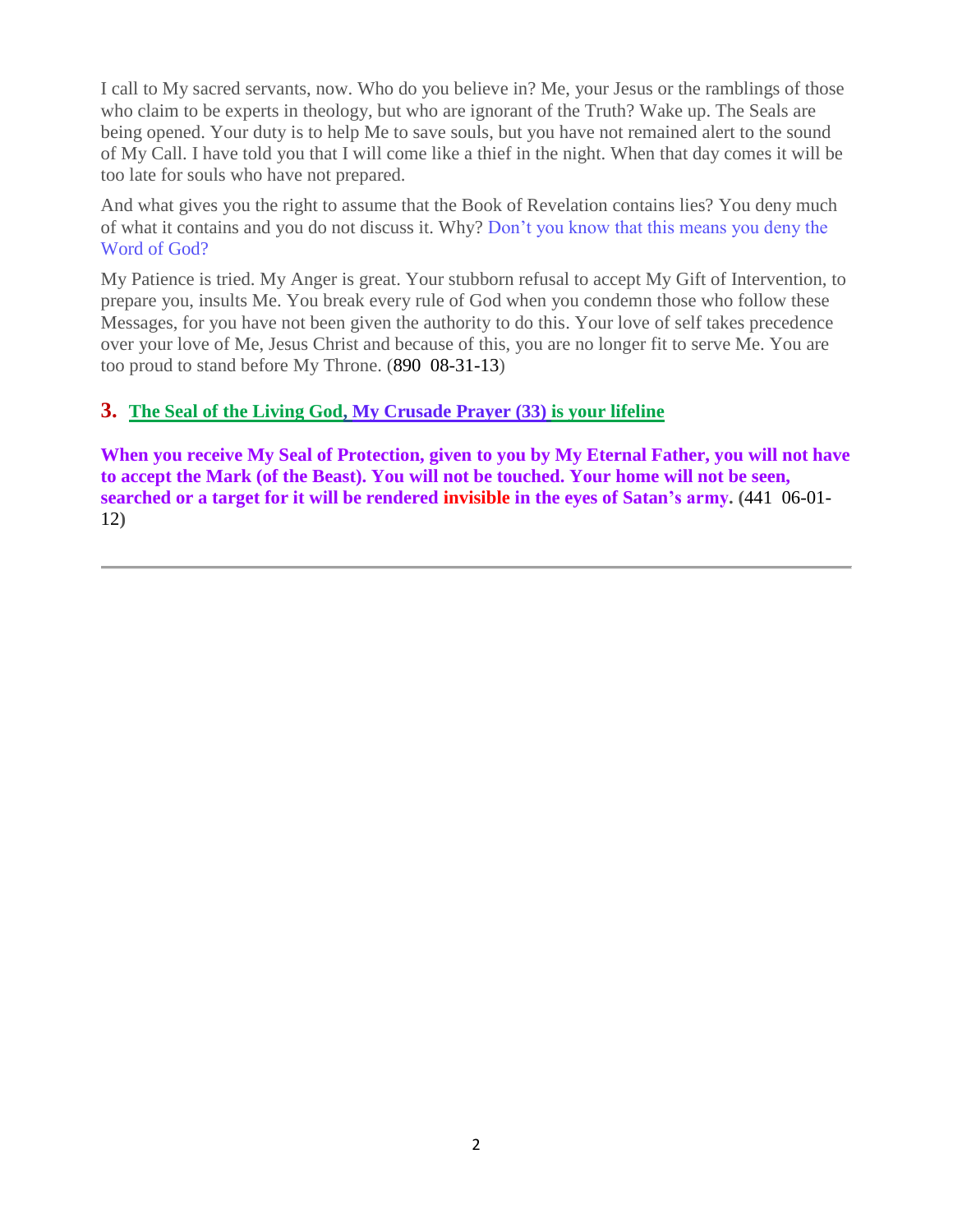I call to My sacred servants, now. Who do you believe in? Me, your Jesus or the ramblings of those who claim to be experts in theology, but who are ignorant of the Truth? Wake up. The Seals are being opened. Your duty is to help Me to save souls, but you have not remained alert to the sound of My Call. I have told you that I will come like a thief in the night. When that day comes it will be too late for souls who have not prepared.

And what gives you the right to assume that the Book of Revelation contains lies? You deny much of what it contains and you do not discuss it. Why? Don't you know that this means you deny the Word of God?

My Patience is tried. My Anger is great. Your stubborn refusal to accept My Gift of Intervention, to prepare you, insults Me. You break every rule of God when you condemn those who follow these Messages, for you have not been given the authority to do this. Your love of self takes precedence over your love of Me, Jesus Christ and because of this, you are no longer fit to serve Me. You are too proud to stand before My Throne. (890 08-31-13)

## 3. The Seal of the Living God, My Crusade Prayer (33) is your lifeline

**When you receive My Seal of Protection, given to you by My Eternal Father, you will not have to accept the Mark (of the Beast). You will not be touched. Your home will not be seen, searched or a target for it will be rendered invisible in the eyes of Satan's army. (**441 06-01-12**)**

---